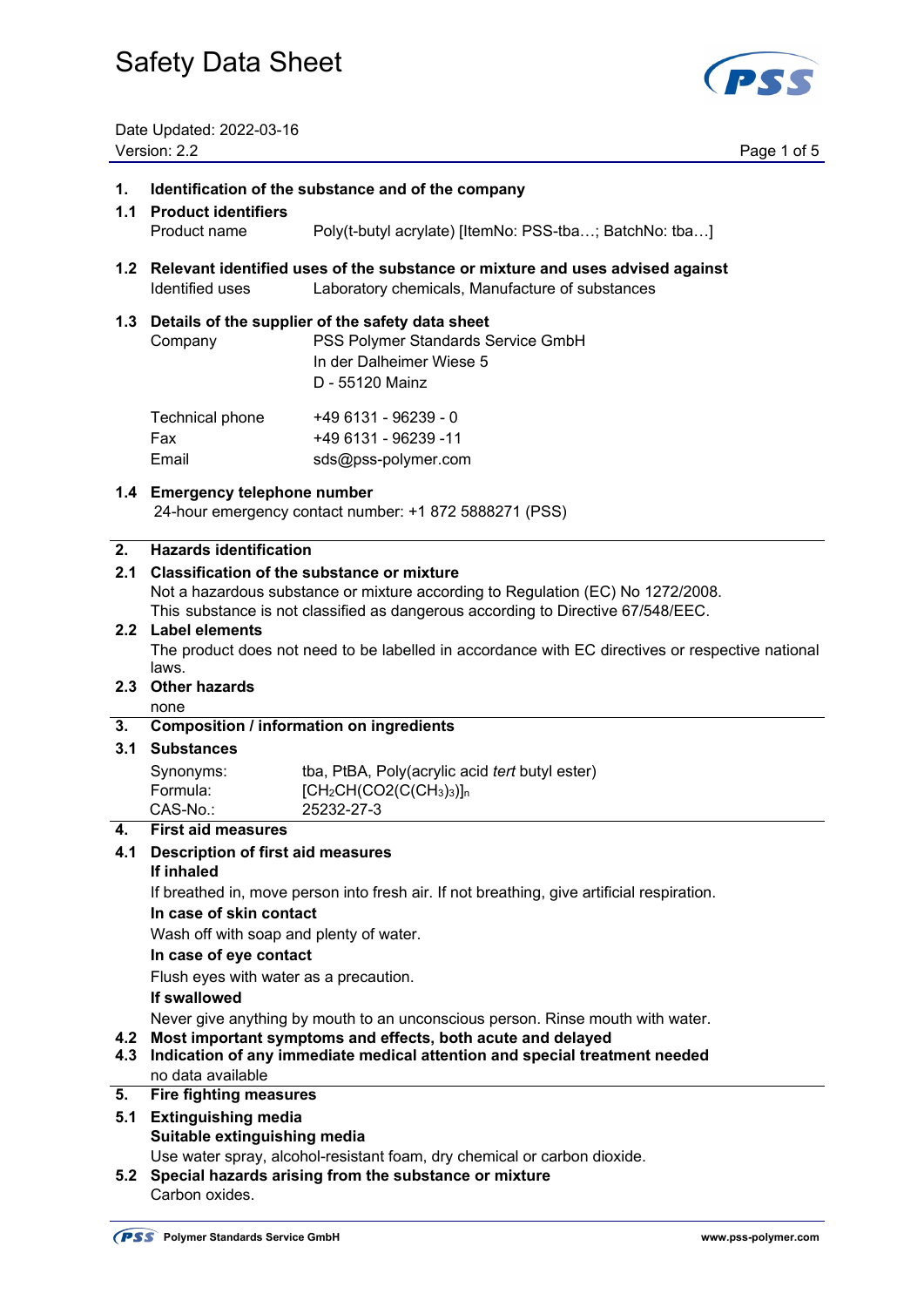# Safety Data Sheet

Date Updated: 2022-03-16
Version: 2.2

## 1. Identification of the substance and of the company

### 1.1 Product identifiers

Product name: Poly(t-butyl acrylate) [ItemNo: PSS-tba…; BatchNo: tba…]

### 1.2 Relevant identified uses of the substance or mixture and uses advised against

Identified uses: Laboratory chemicals, Manufacture of substances

### 1.3 Details of the supplier of the safety data sheet

Company: PSS Polymer Standards Service GmbH
In der Dalheimer Wiese 5
D - 55120 Mainz

Technical phone: +49 6131 - 96239 - 0
Fax: +49 6131 - 96239 -11
Email: sds@pss-polymer.com

### 1.4 Emergency telephone number

24-hour emergency contact number: +1 872 5888271 (PSS)

## 2. Hazards identification

### 2.1 Classification of the substance or mixture

Not a hazardous substance or mixture according to Regulation (EC) No 1272/2008.
This substance is not classified as dangerous according to Directive 67/548/EEC.

### 2.2 Label elements

The product does not need to be labelled in accordance with EC directives or respective national laws.

### 2.3 Other hazards

none

## 3. Composition / information on ingredients

### 3.1 Substances

Synonyms: tba, PtBA, Poly(acrylic acid *tert* butyl ester)
Formula: $[CH_2CH(CO2(C(CH_3)_3)]_n$
CAS-No.: 25232-27-3

## 4. First aid measures

### 4.1 Description of first aid measures

**If inhaled**

If breathed in, move person into fresh air. If not breathing, give artificial respiration.

**In case of skin contact**

Wash off with soap and plenty of water.

**In case of eye contact**

Flush eyes with water as a precaution.

**If swallowed**

Never give anything by mouth to an unconscious person. Rinse mouth with water.

### 4.2 Most important symptoms and effects, both acute and delayed

### 4.3 Indication of any immediate medical attention and special treatment needed

no data available

## 5. Fire fighting measures

### 5.1 Extinguishing media

**Suitable extinguishing media**

Use water spray, alcohol-resistant foam, dry chemical or carbon dioxide.

### 5.2 Special hazards arising from the substance or mixture

Carbon oxides.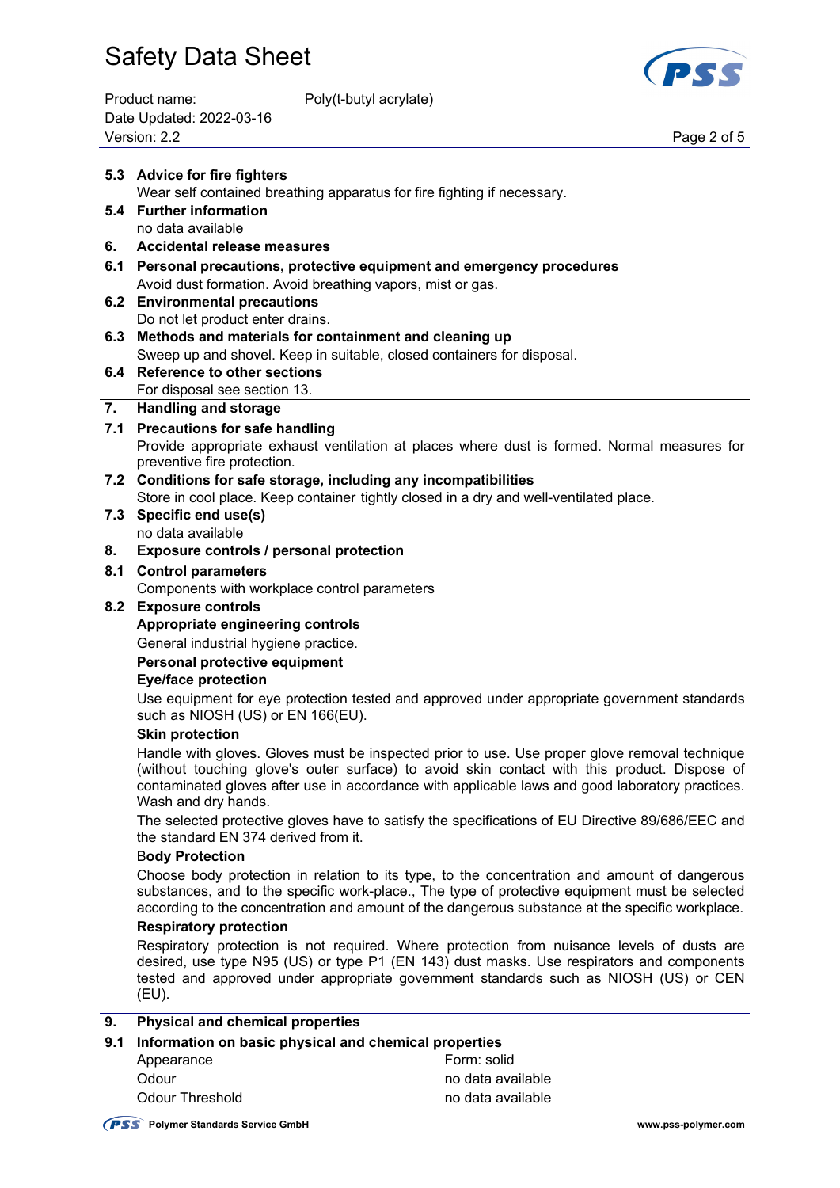### 5.3 Advice for fire fighters

Wear self contained breathing apparatus for fire fighting if necessary.

### 5.4 Further information

no data available

## 6. Accidental release measures

### 6.1 Personal precautions, protective equipment and emergency procedures

Avoid dust formation. Avoid breathing vapors, mist or gas.

### 6.2 Environmental precautions

Do not let product enter drains.

### 6.3 Methods and materials for containment and cleaning up

Sweep up and shovel. Keep in suitable, closed containers for disposal.

### 6.4 Reference to other sections

For disposal see section 13.

## 7. Handling and storage

### 7.1 Precautions for safe handling

Provide appropriate exhaust ventilation at places where dust is formed. Normal measures for preventive fire protection.

### 7.2 Conditions for safe storage, including any incompatibilities

Store in cool place. Keep container tightly closed in a dry and well-ventilated place.

### 7.3 Specific end use(s)

no data available

## 8. Exposure controls / personal protection

### 8.1 Control parameters

Components with workplace control parameters

### 8.2 Exposure controls

**Appropriate engineering controls**

General industrial hygiene practice.

**Personal protective equipment**

**Eye/face protection**

Use equipment for eye protection tested and approved under appropriate government standards such as NIOSH (US) or EN 166(EU).

**Skin protection**

Handle with gloves. Gloves must be inspected prior to use. Use proper glove removal technique (without touching glove's outer surface) to avoid skin contact with this product. Dispose of contaminated gloves after use in accordance with applicable laws and good laboratory practices. Wash and dry hands.

The selected protective gloves have to satisfy the specifications of EU Directive 89/686/EEC and the standard EN 374 derived from it.

**Body Protection**

Choose body protection in relation to its type, to the concentration and amount of dangerous substances, and to the specific work-place., The type of protective equipment must be selected according to the concentration and amount of the dangerous substance at the specific workplace.

**Respiratory protection**

Respiratory protection is not required. Where protection from nuisance levels of dusts are desired, use type N95 (US) or type P1 (EN 143) dust masks. Use respirators and components tested and approved under appropriate government standards such as NIOSH (US) or CEN (EU).

## 9. Physical and chemical properties

### 9.1 Information on basic physical and chemical properties

| | |
|---|---|
| Appearance | Form: solid |
| Odour | no data available |
| Odour Threshold | no data available |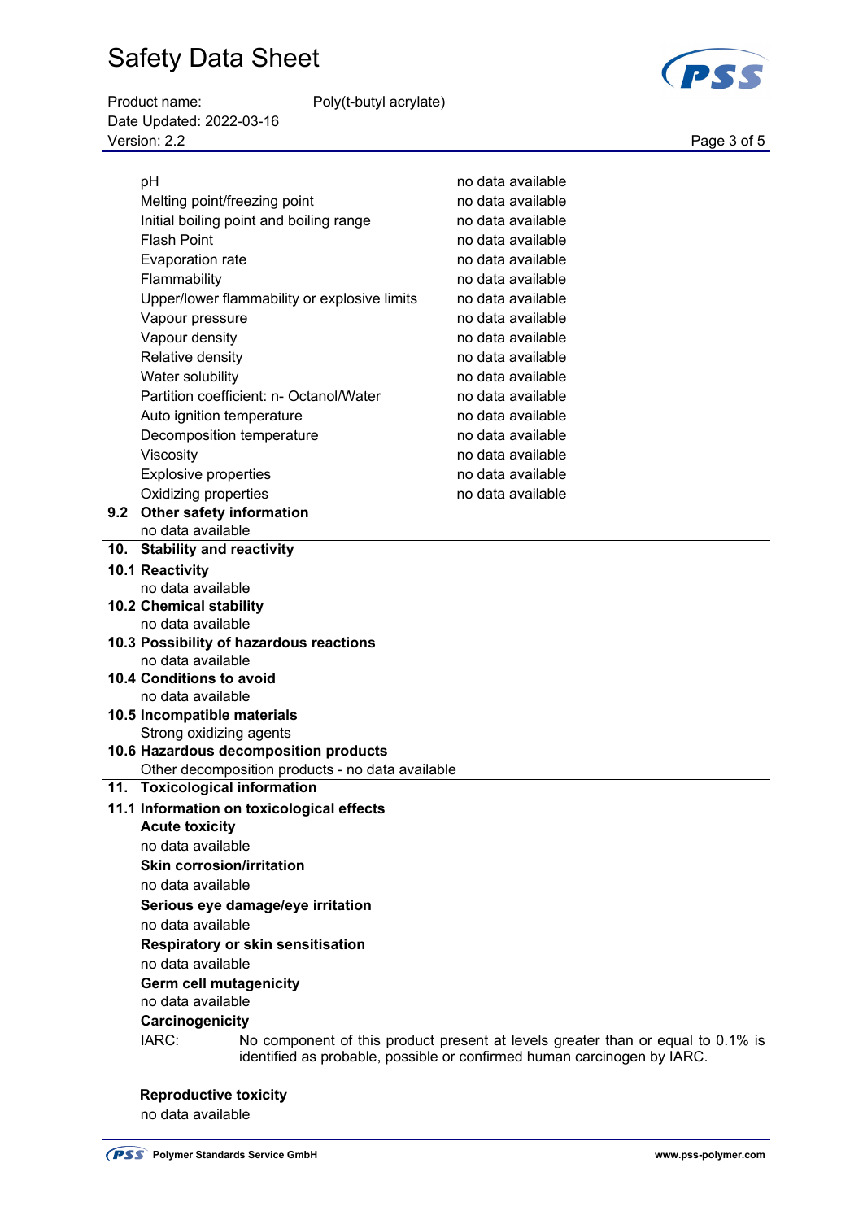| | |
|---|---|
| pH | no data available |
| Melting point/freezing point | no data available |
| Initial boiling point and boiling range | no data available |
| Flash Point | no data available |
| Evaporation rate | no data available |
| Flammability | no data available |
| Upper/lower flammability or explosive limits | no data available |
| Vapour pressure | no data available |
| Vapour density | no data available |
| Relative density | no data available |
| Water solubility | no data available |
| Partition coefficient: n- Octanol/Water | no data available |
| Auto ignition temperature | no data available |
| Decomposition temperature | no data available |
| Viscosity | no data available |
| Explosive properties | no data available |
| Oxidizing properties | no data available |

### 9.2 Other safety information

no data available

## 10. Stability and reactivity

### 10.1 Reactivity

no data available

### 10.2 Chemical stability

no data available

### 10.3 Possibility of hazardous reactions

no data available

### 10.4 Conditions to avoid

no data available

### 10.5 Incompatible materials

Strong oxidizing agents

### 10.6 Hazardous decomposition products

Other decomposition products - no data available

## 11. Toxicological information

### 11.1 Information on toxicological effects

**Acute toxicity**

no data available

**Skin corrosion/irritation**

no data available

**Serious eye damage/eye irritation**

no data available

**Respiratory or skin sensitisation**

no data available

**Germ cell mutagenicity**

no data available

**Carcinogenicity**

IARC: No component of this product present at levels greater than or equal to 0.1% is identified as probable, possible or confirmed human carcinogen by IARC.

**Reproductive toxicity**

no data available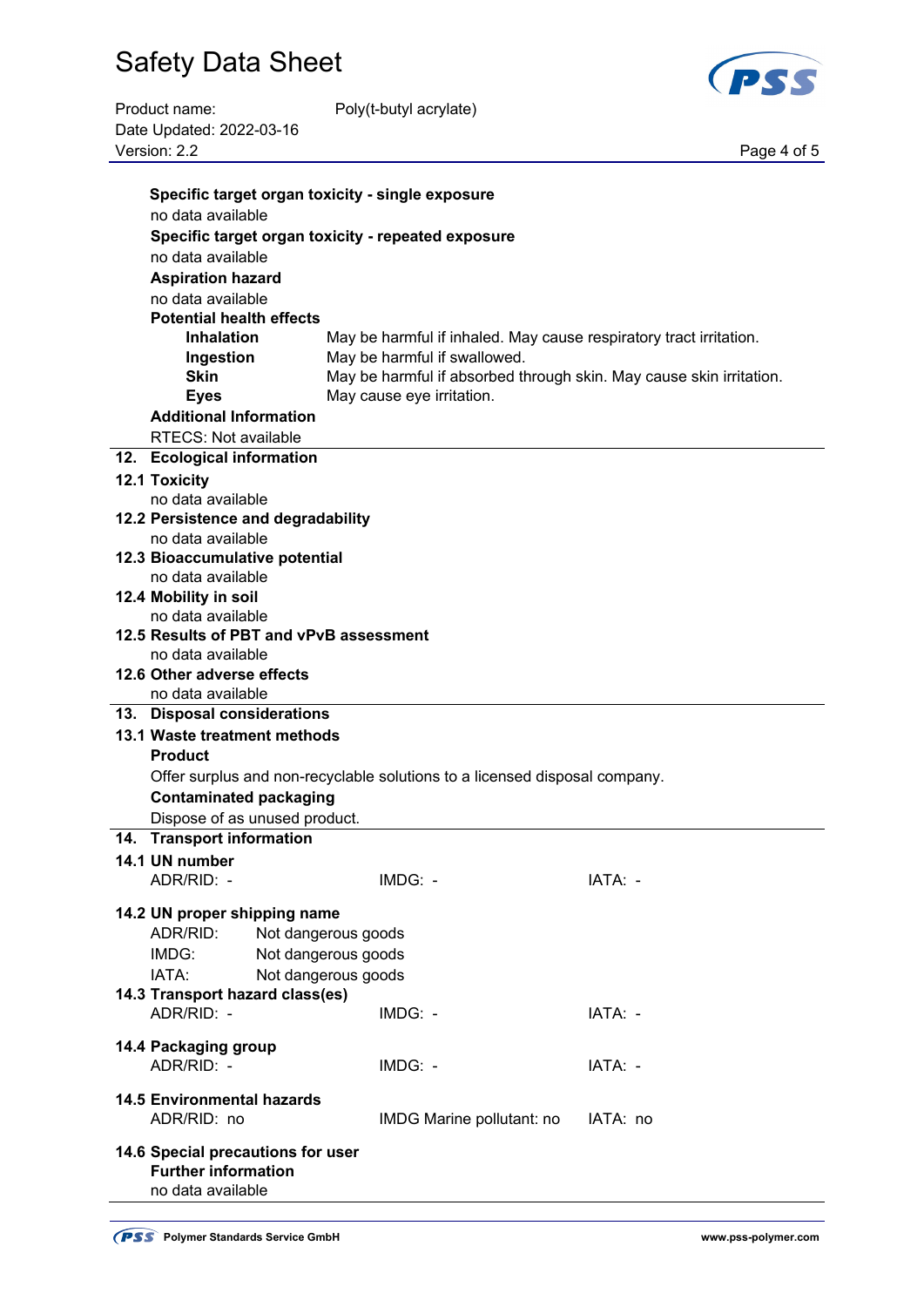**Specific target organ toxicity - single exposure**

no data available

**Specific target organ toxicity - repeated exposure**

no data available

**Aspiration hazard**

no data available

**Potential health effects**

| | |
|---|---|
| **Inhalation** | May be harmful if inhaled. May cause respiratory tract irritation. |
| **Ingestion** | May be harmful if swallowed. |
| **Skin** | May be harmful if absorbed through skin. May cause skin irritation. |
| **Eyes** | May cause eye irritation. |

**Additional Information**

RTECS: Not available

## 12. Ecological information

### 12.1 Toxicity

no data available

### 12.2 Persistence and degradability

no data available

### 12.3 Bioaccumulative potential

no data available

### 12.4 Mobility in soil

no data available

### 12.5 Results of PBT and vPvB assessment

no data available

### 12.6 Other adverse effects

no data available

## 13. Disposal considerations

### 13.1 Waste treatment methods

**Product**

Offer surplus and non-recyclable solutions to a licensed disposal company.

**Contaminated packaging**

Dispose of as unused product.

## 14. Transport information

### 14.1 UN number

| | | |
|---|---|---|
| ADR/RID: - | IMDG: - | IATA: - |

### 14.2 UN proper shipping name

| | |
|---|---|
| ADR/RID: | Not dangerous goods |
| IMDG: | Not dangerous goods |
| IATA: | Not dangerous goods |

### 14.3 Transport hazard class(es)

| | | |
|---|---|---|
| ADR/RID: - | IMDG: - | IATA: - |

### 14.4 Packaging group

| | | |
|---|---|---|
| ADR/RID: - | IMDG: - | IATA: - |

### 14.5 Environmental hazards

| | | |
|---|---|---|
| ADR/RID: no | IMDG Marine pollutant: no | IATA: no |

### 14.6 Special precautions for user

**Further information**

no data available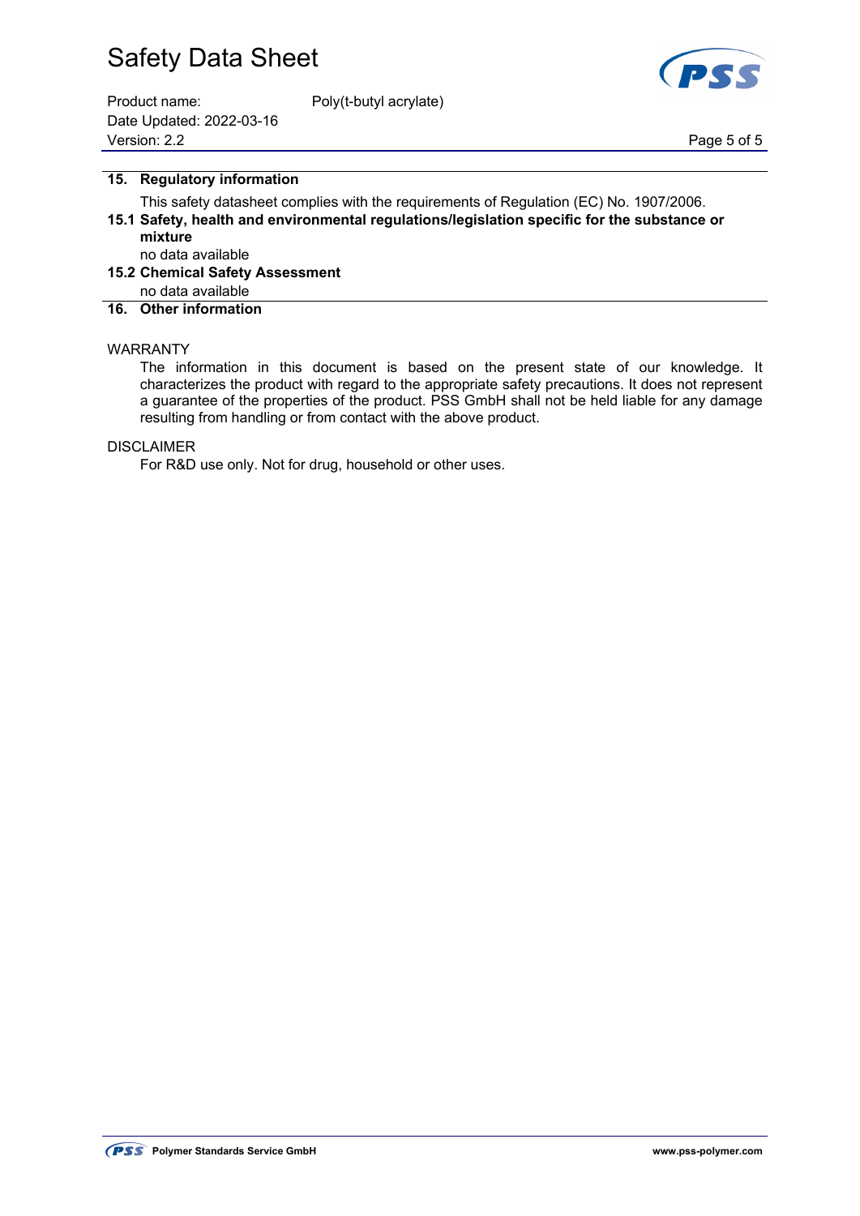## 15. Regulatory information

This safety datasheet complies with the requirements of Regulation (EC) No. 1907/2006.

### 15.1 Safety, health and environmental regulations/legislation specific for the substance or mixture

no data available

### 15.2 Chemical Safety Assessment

no data available

## 16. Other information

WARRANTY

The information in this document is based on the present state of our knowledge. It characterizes the product with regard to the appropriate safety precautions. It does not represent a guarantee of the properties of the product. PSS GmbH shall not be held liable for any damage resulting from handling or from contact with the above product.

DISCLAIMER

For R&D use only. Not for drug, household or other uses.